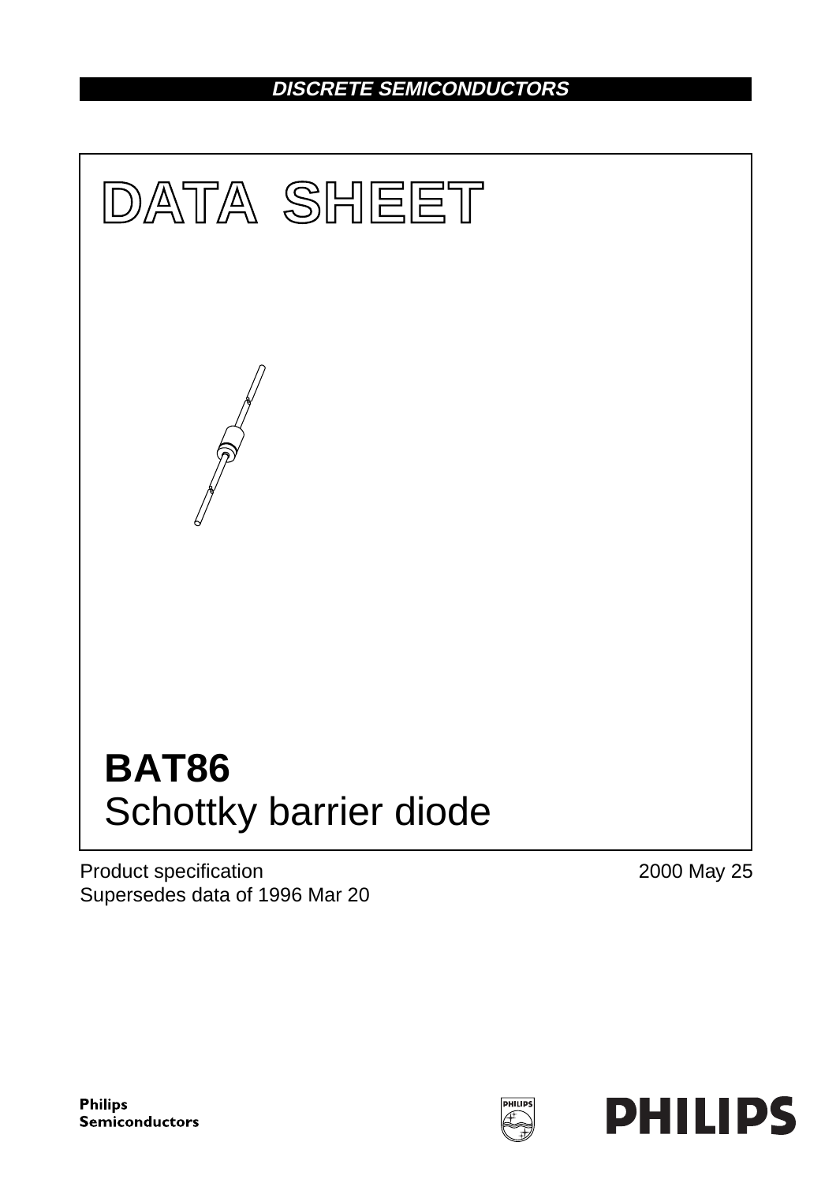DISCRETE SEMICONDUCTORS

# DATA SHEET

# BAT86

## Schottky barrier diode

Product specification
Supersedes data of 1996 Mar 20

2000 May 25

Philips Semiconductors

PHILIPS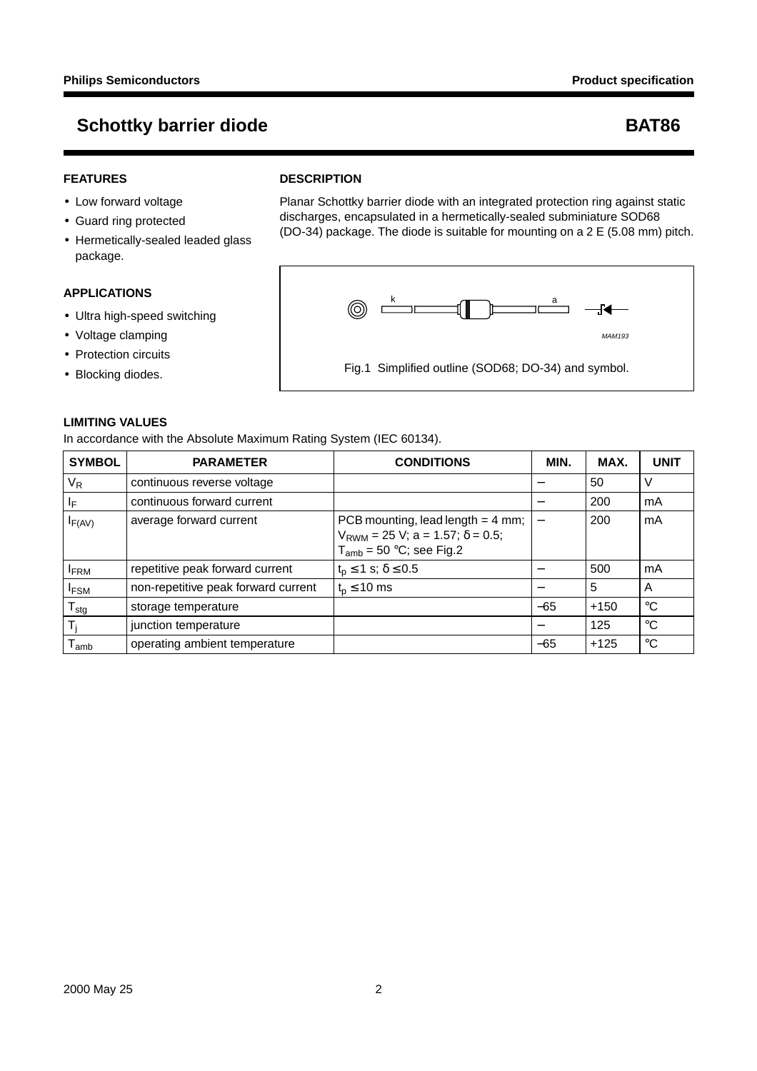# Schottky barrier diode BAT86

## FEATURES

- Low forward voltage
- Guard ring protected
- Hermetically-sealed leaded glass package.

## APPLICATIONS

- Ultra high-speed switching
- Voltage clamping
- Protection circuits
- Blocking diodes.

## DESCRIPTION

Planar Schottky barrier diode with an integrated protection ring against static discharges, encapsulated in a hermetically-sealed subminiature SOD68 (DO-34) package. The diode is suitable for mounting on a 2 E (5.08 mm) pitch.

Fig.1 Simplified outline (SOD68; DO-34) and symbol.

## LIMITING VALUES

In accordance with the Absolute Maximum Rating System (IEC 60134).

| SYMBOL | PARAMETER | CONDITIONS | MIN. | MAX. | UNIT |
|---|---|---|---|---|---|
| $V_R$ | continuous reverse voltage | | − | 50 | V |
| $I_F$ | continuous forward current | | − | 200 | mA |
| $I_{F(AV)}$ | average forward current | PCB mounting, lead length = 4 mm; $V_{RWM}$ = 25 V; a = 1.57; δ = 0.5; $T_{amb}$ = 50 °C; see Fig.2 | − | 200 | mA |
| $I_{FRM}$ | repetitive peak forward current | $t_p \leq 1$ s; $\delta \leq 0.5$ | − | 500 | mA |
| $I_{FSM}$ | non-repetitive peak forward current | $t_p \leq 10$ ms | − | 5 | A |
| $T_{stg}$ | storage temperature | | −65 | +150 | °C |
| $T_j$ | junction temperature | | − | 125 | °C |
| $T_{amb}$ | operating ambient temperature | | −65 | +125 | °C |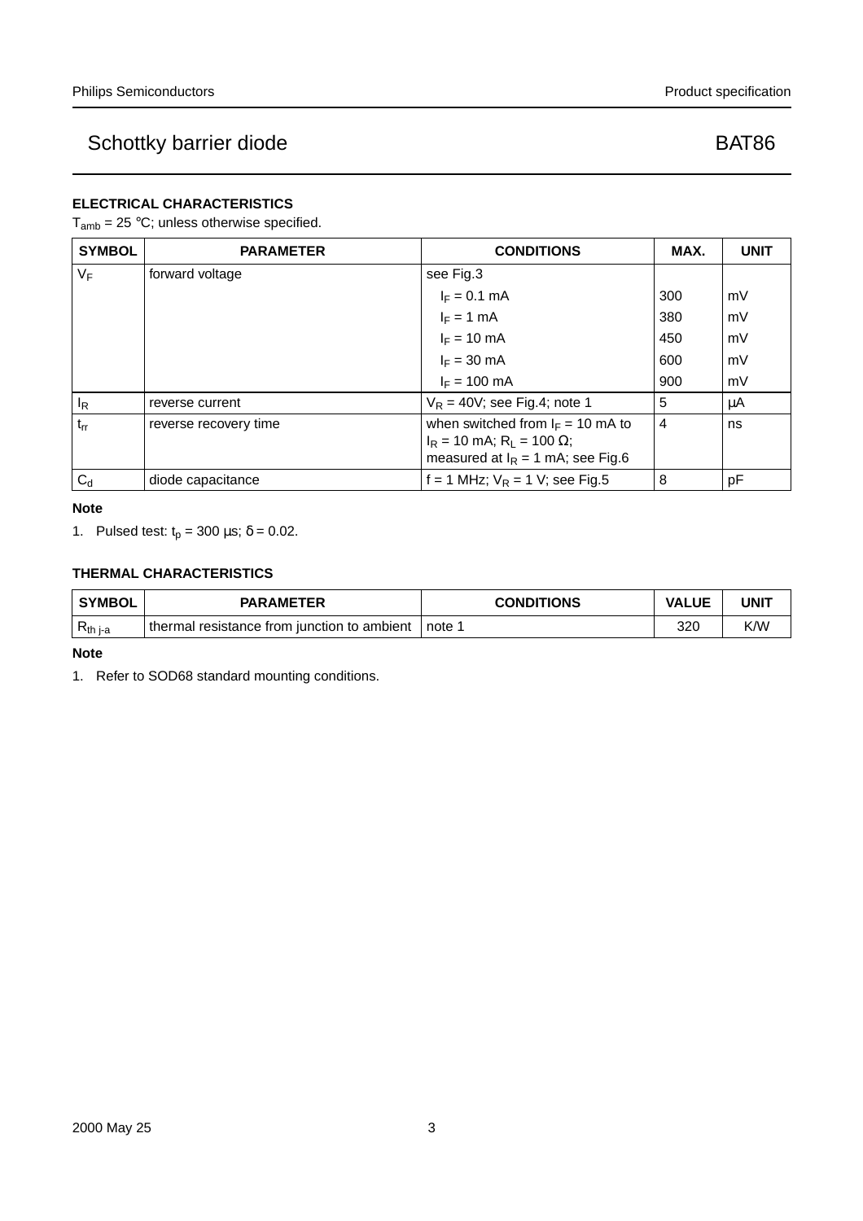## ELECTRICAL CHARACTERISTICS

$T_{amb}$ = 25 °C; unless otherwise specified.

| SYMBOL | PARAMETER | CONDITIONS | MAX. | UNIT |
|---|---|---|---|---|
| $V_F$ | forward voltage | see Fig.3 | | |
| | | $I_F$ = 0.1 mA | 300 | mV |
| | | $I_F$ = 1 mA | 380 | mV |
| | | $I_F$ = 10 mA | 450 | mV |
| | | $I_F$ = 30 mA | 600 | mV |
| | | $I_F$ = 100 mA | 900 | mV |
| $I_R$ | reverse current | $V_R$ = 40V; see Fig.4; note 1 | 5 | μA |
| $t_{rr}$ | reverse recovery time | when switched from $I_F$ = 10 mA to $I_R$ = 10 mA; $R_L$ = 100 Ω; measured at $I_R$ = 1 mA; see Fig.6 | 4 | ns |
| $C_d$ | diode capacitance | f = 1 MHz; $V_R$ = 1 V; see Fig.5 | 8 | pF |

**Note**

1. Pulsed test: $t_p$ = 300 μs; δ = 0.02.

## THERMAL CHARACTERISTICS

| SYMBOL | PARAMETER | CONDITIONS | VALUE | UNIT |
|---|---|---|---|---|
| $R_{th\ j\text{-}a}$ | thermal resistance from junction to ambient | note 1 | 320 | K/W |

**Note**

1. Refer to SOD68 standard mounting conditions.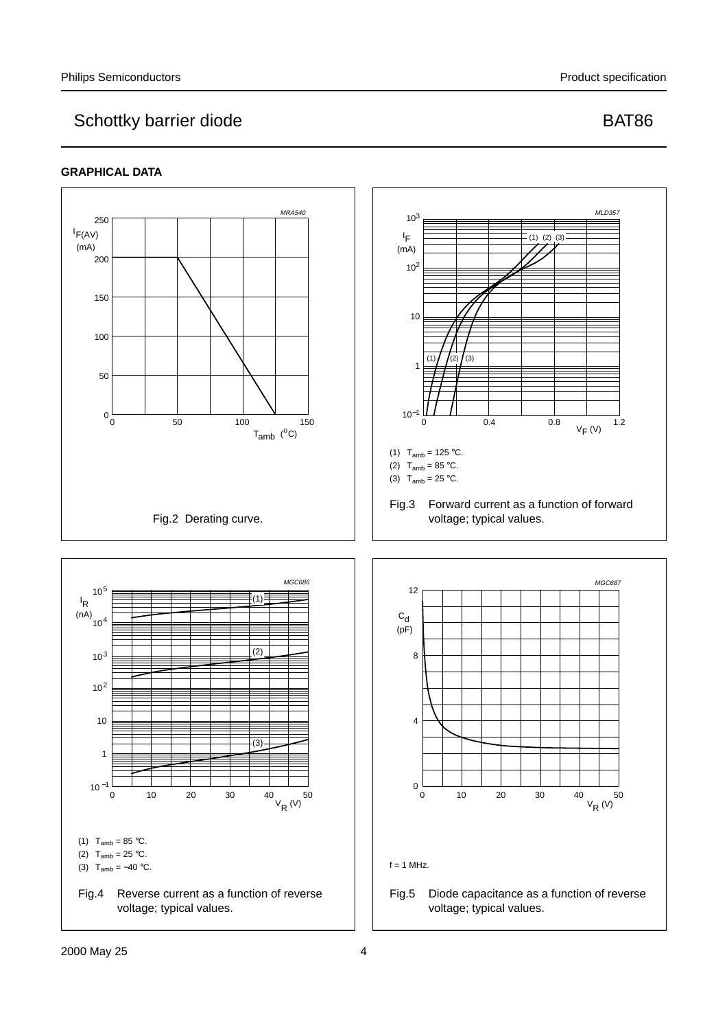## GRAPHICAL DATA

Fig.2 Derating curve.

(1) $T_{amb}$ = 125 °C.
(2) $T_{amb}$ = 85 °C.
(3) $T_{amb}$ = 25 °C.

Fig.3 Forward current as a function of forward voltage; typical values.

(1) $T_{amb}$ = 85 °C.
(2) $T_{amb}$ = 25 °C.
(3) $T_{amb}$ = −40 °C.

Fig.4 Reverse current as a function of reverse voltage; typical values.

f = 1 MHz.

Fig.5 Diode capacitance as a function of reverse voltage; typical values.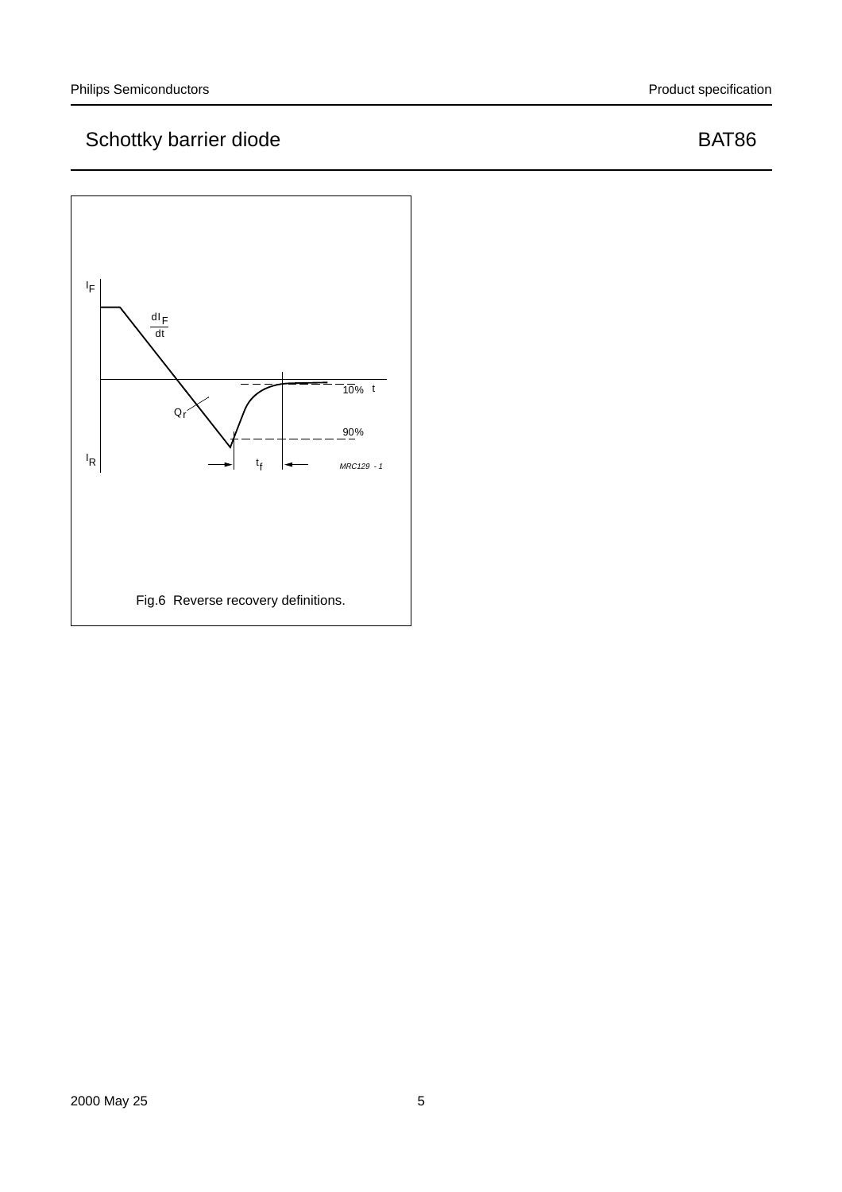Fig.6 Reverse recovery definitions.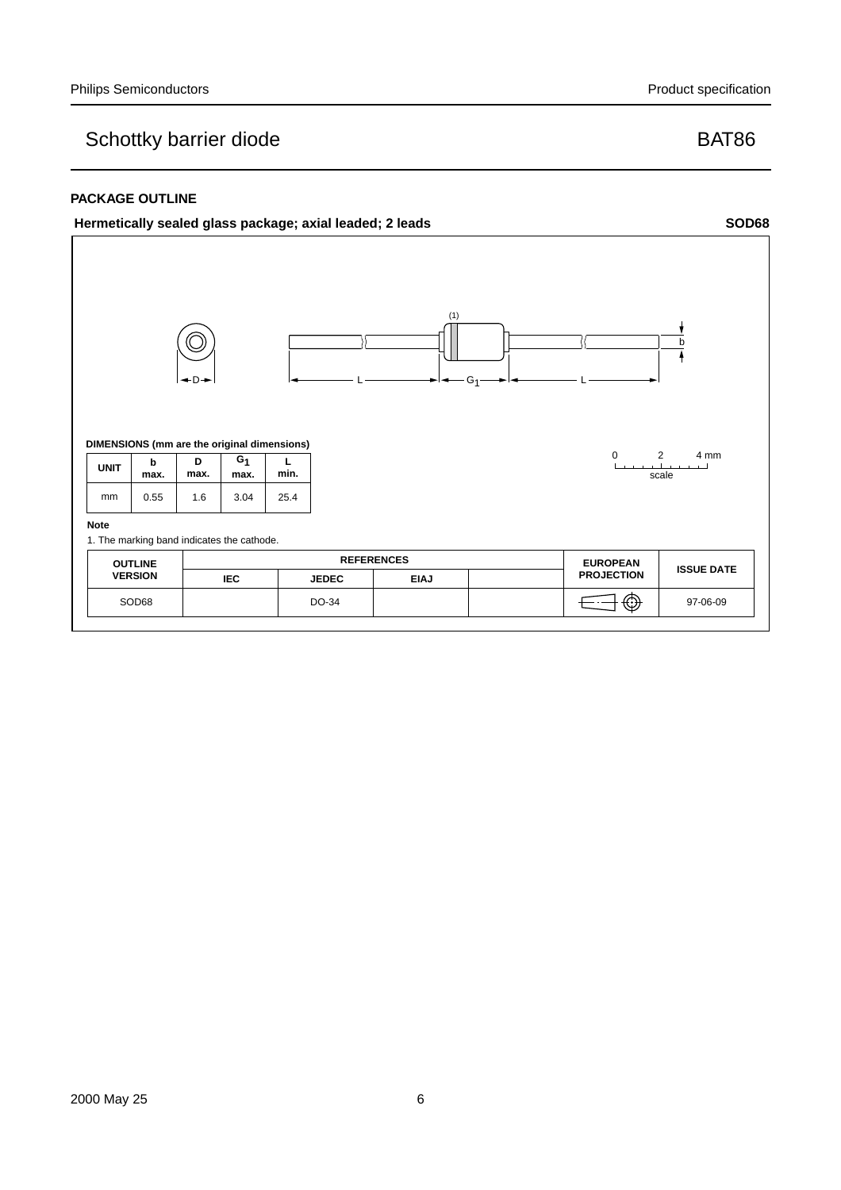## PACKAGE OUTLINE

**Hermetically sealed glass package; axial leaded; 2 leads** **SOD68**

DIMENSIONS (mm are the original dimensions)

| UNIT | b max. | D max. | $G_1$ max. | L min. |
|---|---|---|---|---|
| mm | 0.55 | 1.6 | 3.04 | 25.4 |

**Note**

1. The marking band indicates the cathode.

| OUTLINE VERSION | REFERENCES | | | | EUROPEAN PROJECTION | ISSUE DATE |
|---|---|---|---|---|---|---|
| | IEC | JEDEC | EIAJ | | | |
| SOD68 | | DO-34 | | | | 97-06-09 |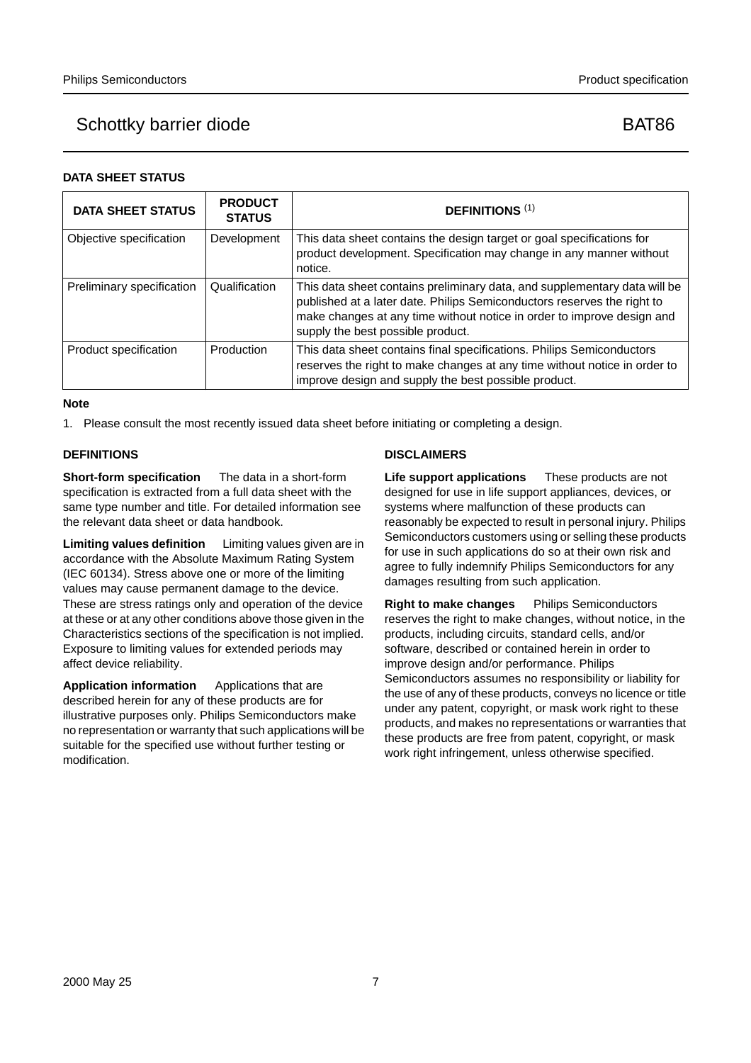## DATA SHEET STATUS

| DATA SHEET STATUS | PRODUCT STATUS | DEFINITIONS [(1)] |
|---|---|---|
| Objective specification | Development | This data sheet contains the design target or goal specifications for product development. Specification may change in any manner without notice. |
| Preliminary specification | Qualification | This data sheet contains preliminary data, and supplementary data will be published at a later date. Philips Semiconductors reserves the right to make changes at any time without notice in order to improve design and supply the best possible product. |
| Product specification | Production | This data sheet contains final specifications. Philips Semiconductors reserves the right to make changes at any time without notice in order to improve design and supply the best possible product. |

**Note**

1. Please consult the most recently issued data sheet before initiating or completing a design.

## DEFINITIONS

**Short-form specification** The data in a short-form specification is extracted from a full data sheet with the same type number and title. For detailed information see the relevant data sheet or data handbook.

**Limiting values definition** Limiting values given are in accordance with the Absolute Maximum Rating System (IEC 60134). Stress above one or more of the limiting values may cause permanent damage to the device. These are stress ratings only and operation of the device at these or at any other conditions above those given in the Characteristics sections of the specification is not implied. Exposure to limiting values for extended periods may affect device reliability.

**Application information** Applications that are described herein for any of these products are for illustrative purposes only. Philips Semiconductors make no representation or warranty that such applications will be suitable for the specified use without further testing or modification.

## DISCLAIMERS

**Life support applications** These products are not designed for use in life support appliances, devices, or systems where malfunction of these products can reasonably be expected to result in personal injury. Philips Semiconductors customers using or selling these products for use in such applications do so at their own risk and agree to fully indemnify Philips Semiconductors for any damages resulting from such application.

**Right to make changes** Philips Semiconductors reserves the right to make changes, without notice, in the products, including circuits, standard cells, and/or software, described or contained herein in order to improve design and/or performance. Philips Semiconductors assumes no responsibility or liability for the use of any of these products, conveys no licence or title under any patent, copyright, or mask work right to these products, and makes no representations or warranties that these products are free from patent, copyright, or mask work right infringement, unless otherwise specified.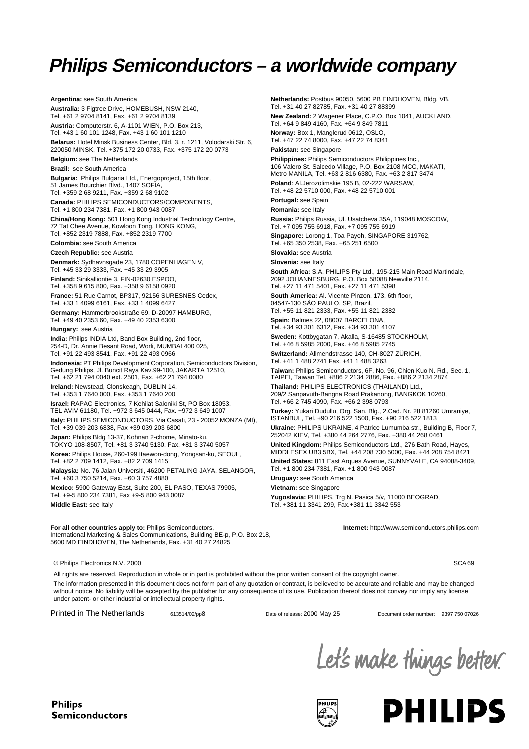# Philips Semiconductors – a worldwide company

**Argentina:** see South America

**Australia:** 3 Figtree Drive, HOMEBUSH, NSW 2140, Tel. +61 2 9704 8141, Fax. +61 2 9704 8139

**Austria:** Computerstr. 6, A-1101 WIEN, P.O. Box 213, Tel. +43 1 60 101 1248, Fax. +43 1 60 101 1210

**Belarus:** Hotel Minsk Business Center, Bld. 3, r. 1211, Volodarski Str. 6, 220050 MINSK, Tel. +375 172 20 0733, Fax. +375 172 20 0773

**Belgium:** see The Netherlands

**Brazil:** see South America

**Bulgaria:** Philips Bulgaria Ltd., Energoproject, 15th floor, 51 James Bourchier Blvd., 1407 SOFIA, Tel. +359 2 68 9211, Fax. +359 2 68 9102

**Canada:** PHILIPS SEMICONDUCTORS/COMPONENTS, Tel. +1 800 234 7381, Fax. +1 800 943 0087

**China/Hong Kong:** 501 Hong Kong Industrial Technology Centre, 72 Tat Chee Avenue, Kowloon Tong, HONG KONG, Tel. +852 2319 7888, Fax. +852 2319 7700

**Colombia:** see South America

**Czech Republic:** see Austria

**Denmark:** Sydhavnsgade 23, 1780 COPENHAGEN V, Tel. +45 33 29 3333, Fax. +45 33 29 3905

**Finland:** Sinikalliontie 3, FIN-02630 ESPOO, Tel. +358 9 615 800, Fax. +358 9 6158 0920

**France:** 51 Rue Carnot, BP317, 92156 SURESNES Cedex, Tel. +33 1 4099 6161, Fax. +33 1 4099 6427

**Germany:** Hammerbrookstraße 69, D-20097 HAMBURG, Tel. +49 40 2353 60, Fax. +49 40 2353 6300

**Hungary:** see Austria

**India:** Philips INDIA Ltd, Band Box Building, 2nd floor, 254-D, Dr. Annie Besant Road, Worli, MUMBAI 400 025, Tel. +91 22 493 8541, Fax. +91 22 493 0966

**Indonesia:** PT Philips Development Corporation, Semiconductors Division, Gedung Philips, Jl. Buncit Raya Kav.99-100, JAKARTA 12510, Tel. +62 21 794 0040 ext. 2501, Fax. +62 21 794 0080

**Ireland:** Newstead, Clonskeagh, DUBLIN 14, Tel. +353 1 7640 000, Fax. +353 1 7640 200

**Israel:** RAPAC Electronics, 7 Kehilat Saloniki St, PO Box 18053, TEL AVIV 61180, Tel. +972 3 645 0444, Fax. +972 3 649 1007

**Italy:** PHILIPS SEMICONDUCTORS, Via Casati, 23 - 20052 MONZA (MI), Tel. +39 039 203 6838, Fax +39 039 203 6800

**Japan:** Philips Bldg 13-37, Kohnan 2-chome, Minato-ku, TOKYO 108-8507, Tel. +81 3 3740 5130, Fax. +81 3 3740 5057

**Korea:** Philips House, 260-199 Itaewon-dong, Yongsan-ku, SEOUL, Tel. +82 2 709 1412, Fax. +82 2 709 1415

**Malaysia:** No. 76 Jalan Universiti, 46200 PETALING JAYA, SELANGOR, Tel. +60 3 750 5214, Fax. +60 3 757 4880

**Mexico:** 5900 Gateway East, Suite 200, EL PASO, TEXAS 79905, Tel. +9-5 800 234 7381, Fax +9-5 800 943 0087

**Middle East:** see Italy

**Netherlands:** Postbus 90050, 5600 PB EINDHOVEN, Bldg. VB, Tel. +31 40 27 82785, Fax. +31 40 27 88399

**New Zealand:** 2 Wagener Place, C.P.O. Box 1041, AUCKLAND, Tel. +64 9 849 4160, Fax. +64 9 849 7811

**Norway:** Box 1, Manglerud 0612, OSLO, Tel. +47 22 74 8000, Fax. +47 22 74 8341

**Pakistan:** see Singapore

**Philippines:** Philips Semiconductors Philippines Inc., 106 Valero St. Salcedo Village, P.O. Box 2108 MCC, MAKATI, Metro MANILA, Tel. +63 2 816 6380, Fax. +63 2 817 3474

**Poland**: Al.Jerozolimskie 195 B, 02-222 WARSAW, Tel. +48 22 5710 000, Fax. +48 22 5710 001

**Portugal:** see Spain

**Romania:** see Italy

**Russia:** Philips Russia, Ul. Usatcheva 35A, 119048 MOSCOW, Tel. +7 095 755 6918, Fax. +7 095 755 6919

**Singapore:** Lorong 1, Toa Payoh, SINGAPORE 319762, Tel. +65 350 2538, Fax. +65 251 6500

**Slovakia:** see Austria

**Slovenia:** see Italy

**South Africa:** S.A. PHILIPS Pty Ltd., 195-215 Main Road Martindale, 2092 JOHANNESBURG, P.O. Box 58088 Newville 2114, Tel. +27 11 471 5401, Fax. +27 11 471 5398

**South America:** Al. Vicente Pinzon, 173, 6th floor, 04547-130 SÃO PAULO, SP, Brazil, Tel. +55 11 821 2333, Fax. +55 11 821 2382

**Spain:** Balmes 22, 08007 BARCELONA, Tel. +34 93 301 6312, Fax. +34 93 301 4107

**Sweden:** Kottbygatan 7, Akalla, S-16485 STOCKHOLM, Tel. +46 8 5985 2000, Fax. +46 8 5985 2745

**Switzerland:** Allmendstrasse 140, CH-8027 ZÜRICH, Tel. +41 1 488 2741 Fax. +41 1 488 3263

**Taiwan:** Philips Semiconductors, 6F, No. 96, Chien Kuo N. Rd., Sec. 1, TAIPEI, Taiwan Tel. +886 2 2134 2886, Fax. +886 2 2134 2874

**Thailand:** PHILIPS ELECTRONICS (THAILAND) Ltd., 209/2 Sanpavuth-Bangna Road Prakanong, BANGKOK 10260, Tel. +66 2 745 4090, Fax. +66 2 398 0793

**Turkey:** Yukari Dudullu, Org. San. Blg., 2.Cad. Nr. 28 81260 Umraniye, ISTANBUL, Tel. +90 216 522 1500, Fax. +90 216 522 1813

**Ukraine**: PHILIPS UKRAINE, 4 Patrice Lumumba str., Building B, Floor 7, 252042 KIEV, Tel. +380 44 264 2776, Fax. +380 44 268 0461

**United Kingdom:** Philips Semiconductors Ltd., 276 Bath Road, Hayes, MIDDLESEX UB3 5BX, Tel. +44 208 730 5000, Fax. +44 208 754 8421

**United States:** 811 East Arques Avenue, SUNNYVALE, CA 94088-3409, Tel. +1 800 234 7381, Fax. +1 800 943 0087

**Uruguay:** see South America

**Vietnam:** see Singapore

**Yugoslavia:** PHILIPS, Trg N. Pasica 5/v, 11000 BEOGRAD, Tel. +381 11 3341 299, Fax.+381 11 3342 553

**For all other countries apply to:** Philips Semiconductors, International Marketing & Sales Communications, Building BE-p, P.O. Box 218, 5600 MD EINDHOVEN, The Netherlands, Fax. +31 40 27 24825

**Internet:** http://www.semiconductors.philips.com

© Philips Electronics N.V. 2000 SCA69

All rights are reserved. Reproduction in whole or in part is prohibited without the prior written consent of the copyright owner.

The information presented in this document does not form part of any quotation or contract, is believed to be accurate and reliable and may be changed without notice. No liability will be accepted by the publisher for any consequence of its use. Publication thereof does not convey nor imply any license under patent- or other industrial or intellectual property rights.

Printed in The Netherlands 613514/02/pp8 Date of release: 2000 May 25 Document order number: 9397 750 07026

Let's make things better.

Philips Semiconductors

PHILIPS